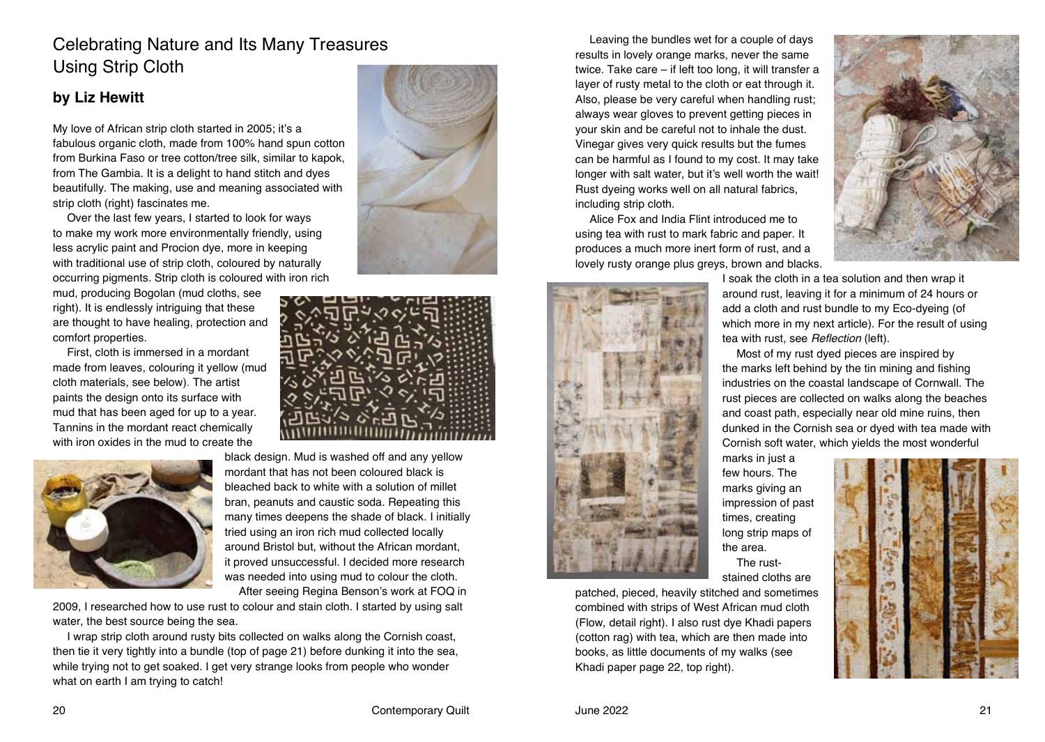# Celebrating Nature and Its Many Treasures Using Strip Cloth

## by Liz Hewitt

My love of African strip cloth started in 2005; it's a fabulous organic cloth, made from 100% hand spun cotton from Burkina Faso or tree cotton/tree silk, similar to kapok, from The Gambia. It is a delight to hand stitch and dyes beautifully. The making, use and meaning associated with strip cloth (right) fascinates me.

Over the last few years, I started to look for ways to make my work more environmentally friendly, using less acrylic paint and Procion dye, more in keeping with traditional use of strip cloth, coloured by naturally occurring pigments. Strip cloth is coloured with iron rich mud, producing Bogolan (mud cloths, see right). It is endlessly intriguing that these are thought to have healing, protection and comfort properties.

First, cloth is immersed in a mordant made from leaves, colouring it yellow (mud cloth materials, see below). The artist paints the design onto its surface with mud that has been aged for up to a year. Tannins in the mordant react chemically with iron oxides in the mud to create the black design. Mud is washed off and any yellow mordant that has not been coloured black is bleached back to white with a solution of millet bran, peanuts and caustic soda. Repeating this many times deepens the shade of black. I initially tried using an iron rich mud collected locally around Bristol but, without the African mordant, it proved unsuccessful. I decided more research was needed into using mud to colour the cloth.

After seeing Regina Benson's work at FOQ in 2009, I researched how to use rust to colour and stain cloth. I started by using salt water, the best source being the sea.

I wrap strip cloth around rusty bits collected on walks along the Cornish coast, then tie it very tightly into a bundle (top of page 21) before dunking it into the sea, while trying not to get soaked. I get very strange looks from people who wonder what on earth I am trying to catch!

Leaving the bundles wet for a couple of days results in lovely orange marks, never the same twice. Take care – if left too long, it will transfer a layer of rusty metal to the cloth or eat through it. Also, please be very careful when handling rust; always wear gloves to prevent getting pieces in your skin and be careful not to inhale the dust. Vinegar gives very quick results but the fumes can be harmful as I found to my cost. It may take longer with salt water, but it's well worth the wait! Rust dyeing works well on all natural fabrics, including strip cloth.

Alice Fox and India Flint introduced me to using tea with rust to mark fabric and paper. It produces a much more inert form of rust, and a lovely rusty orange plus greys, brown and blacks. I soak the cloth in a tea solution and then wrap it around rust, leaving it for a minimum of 24 hours or add a cloth and rust bundle to my Eco-dyeing (of which more in my next article). For the result of using tea with rust, see *Reflection* (left).

Most of my rust dyed pieces are inspired by the marks left behind by the tin mining and fishing industries on the coastal landscape of Cornwall. The rust pieces are collected on walks along the beaches and coast path, especially near old mine ruins, then dunked in the Cornish sea or dyed with tea made with Cornish soft water, which yields the most wonderful marks in just a few hours. The marks giving an impression of past times, creating long strip maps of the area.

The rust-stained cloths are patched, pieced, heavily stitched and sometimes combined with strips of West African mud cloth (Flow, detail right). I also rust dye Khadi papers (cotton rag) with tea, which are then made into books, as little documents of my walks (see Khadi paper page 22, top right).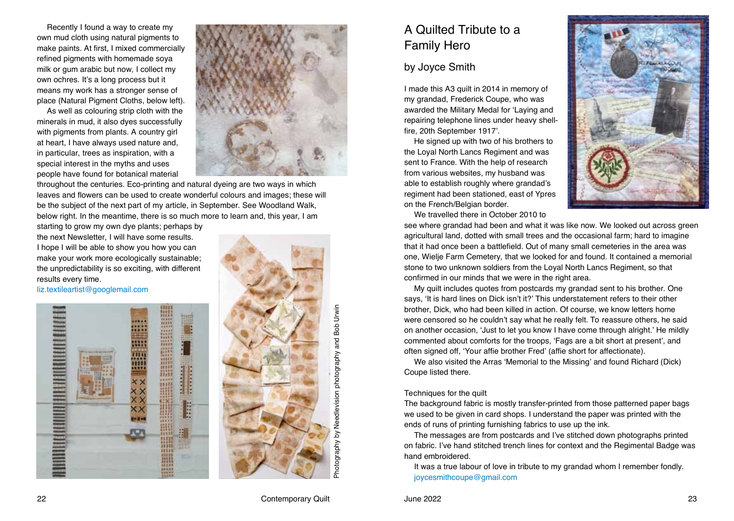Recently I found a way to create my own mud cloth using natural pigments to make paints. At first, I mixed commercially refined pigments with homemade soya milk or gum arabic but now, I collect my own ochres. It's a long process but it means my work has a stronger sense of place (Natural Pigment Cloths, below left).

As well as colouring strip cloth with the minerals in mud, it also dyes successfully with pigments from plants. A country girl at heart, I have always used nature and, in particular, trees as inspiration, with a special interest in the myths and uses people have found for botanical material throughout the centuries. Eco-printing and natural dyeing are two ways in which leaves and flowers can be used to create wonderful colours and images; these will be the subject of the next part of my article, in September. See Woodland Walk, below right. In the meantime, there is so much more to learn and, this year, I am starting to grow my own dye plants; perhaps by the next Newsletter, I will have some results. I hope I will be able to show you how you can make your work more ecologically sustainable; the unpredictability is so exciting, with different results every time.

liz.textileartist@googlemail.com

Photography by Needlevision photography and Bob Urwin

# A Quilted Tribute to a Family Hero

## by Joyce Smith

I made this A3 quilt in 2014 in memory of my grandad, Frederick Coupe, who was awarded the Military Medal for 'Laying and repairing telephone lines under heavy shell-fire, 20th September 1917'.

He signed up with two of his brothers to the Loyal North Lancs Regiment and was sent to France. With the help of research from various websites, my husband was able to establish roughly where grandad's regiment had been stationed, east of Ypres on the French/Belgian border.

We travelled there in October 2010 to see where grandad had been and what it was like now. We looked out across green agricultural land, dotted with small trees and the occasional farm; hard to imagine that it had once been a battlefield. Out of many small cemeteries in the area was one, Wielje Farm Cemetery, that we looked for and found. It contained a memorial stone to two unknown soldiers from the Loyal North Lancs Regiment, so that confirmed in our minds that we were in the right area.

My quilt includes quotes from postcards my grandad sent to his brother. One says, 'It is hard lines on Dick isn't it?' This understatement refers to their other brother, Dick, who had been killed in action. Of course, we know letters home were censored so he couldn't say what he really felt. To reassure others, he said on another occasion, 'Just to let you know I have come through alright.' He mildly commented about comforts for the troops, 'Fags are a bit short at present', and often signed off, 'Your affie brother Fred' (affie short for affectionate).

We also visited the Arras 'Memorial to the Missing' and found Richard (Dick) Coupe listed there.

Techniques for the quilt

The background fabric is mostly transfer-printed from those patterned paper bags we used to be given in card shops. I understand the paper was printed with the ends of runs of printing furnishing fabrics to use up the ink.

The messages are from postcards and I've stitched down photographs printed on fabric. I've hand stitched trench lines for context and the Regimental Badge was hand embroidered.

It was a true labour of love in tribute to my grandad whom I remember fondly.

joycesmithcoupe@gmail.com